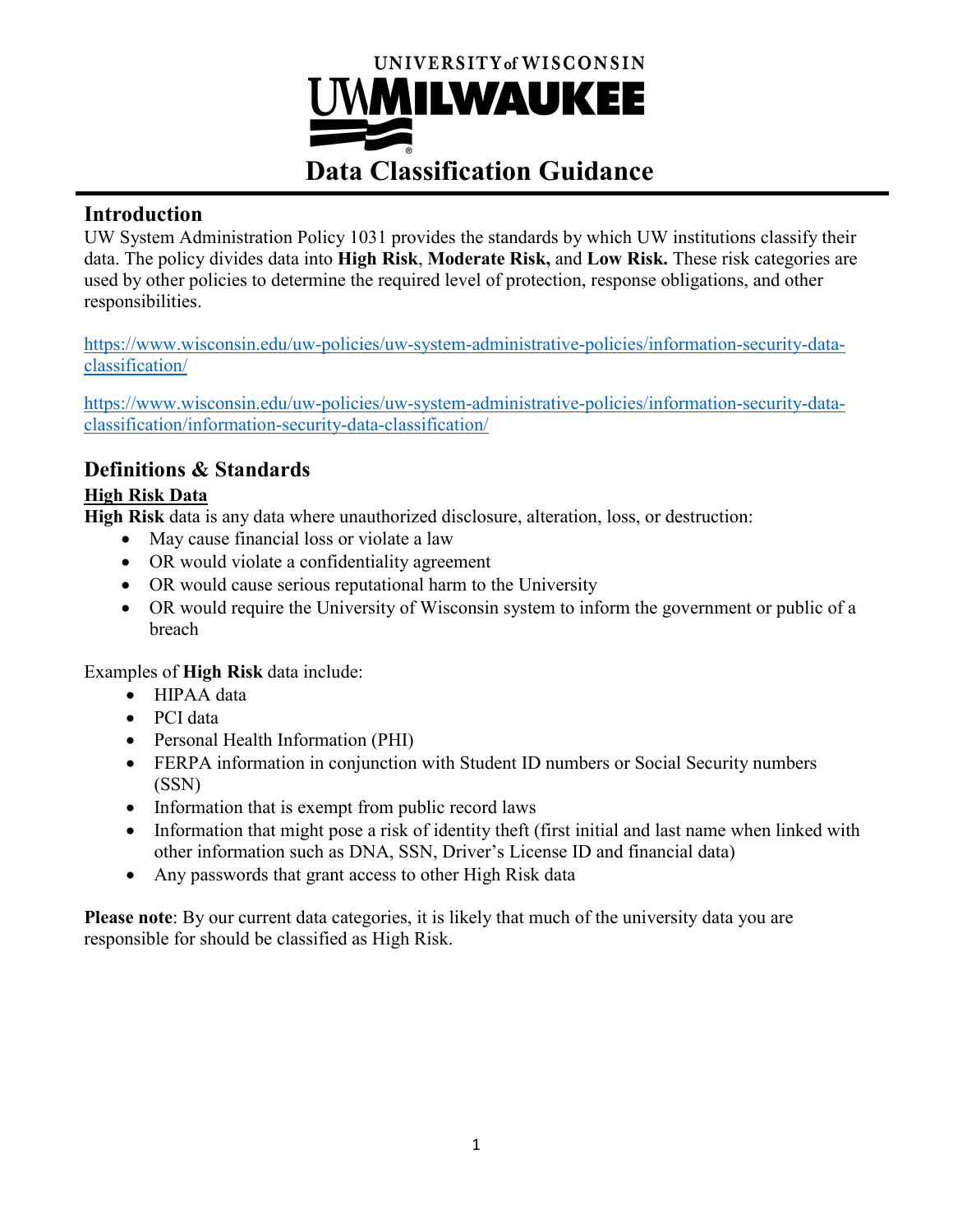# Data Classification Guidance

## Introduction

UW System Administration Policy 1031 provides the standards by which UW institutions classify their data. The policy divides data into **High Risk**, **Moderate Risk,** and **Low Risk.** These risk categories are used by other policies to determine the required level of protection, response obligations, and other responsibilities.

https://www.wisconsin.edu/uw-policies/uw-system-administrative-policies/information-security-data-classification/

https://www.wisconsin.edu/uw-policies/uw-system-administrative-policies/information-security-data-classification/information-security-data-classification/

## Definitions & Standards

### High Risk Data

**High Risk** data is any data where unauthorized disclosure, alteration, loss, or destruction:

- May cause financial loss or violate a law
- OR would violate a confidentiality agreement
- OR would cause serious reputational harm to the University
- OR would require the University of Wisconsin system to inform the government or public of a breach

Examples of **High Risk** data include:

- HIPAA data
- PCI data
- Personal Health Information (PHI)
- FERPA information in conjunction with Student ID numbers or Social Security numbers (SSN)
- Information that is exempt from public record laws
- Information that might pose a risk of identity theft (first initial and last name when linked with other information such as DNA, SSN, Driver's License ID and financial data)
- Any passwords that grant access to other High Risk data

**Please note**: By our current data categories, it is likely that much of the university data you are responsible for should be classified as High Risk.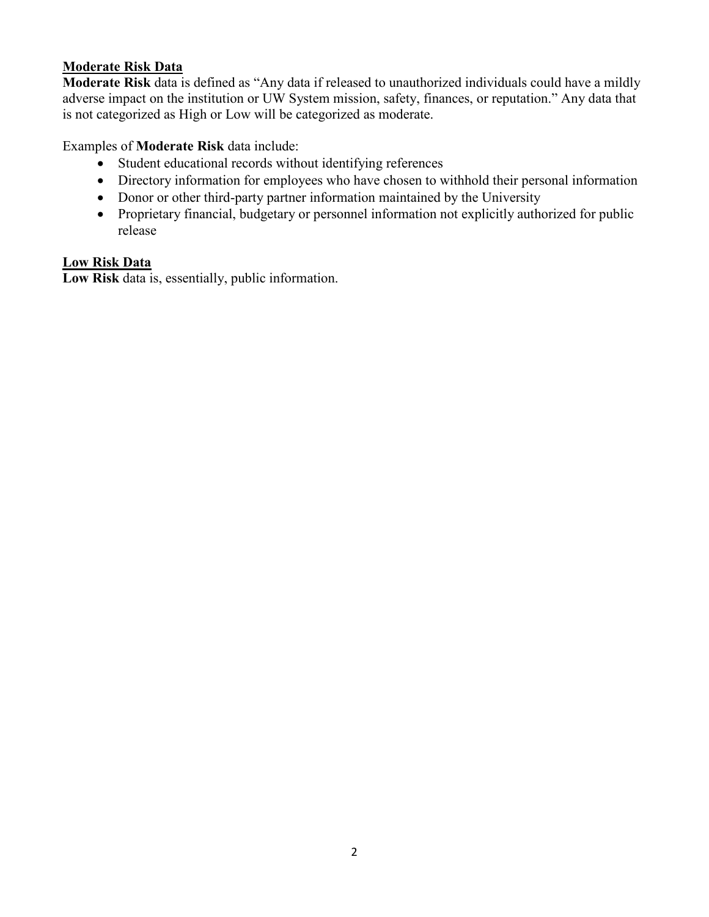## Moderate Risk Data

**Moderate Risk** data is defined as "Any data if released to unauthorized individuals could have a mildly adverse impact on the institution or UW System mission, safety, finances, or reputation." Any data that is not categorized as High or Low will be categorized as moderate.

Examples of **Moderate Risk** data include:

- Student educational records without identifying references
- Directory information for employees who have chosen to withhold their personal information
- Donor or other third-party partner information maintained by the University
- Proprietary financial, budgetary or personnel information not explicitly authorized for public release

## Low Risk Data

**Low Risk** data is, essentially, public information.